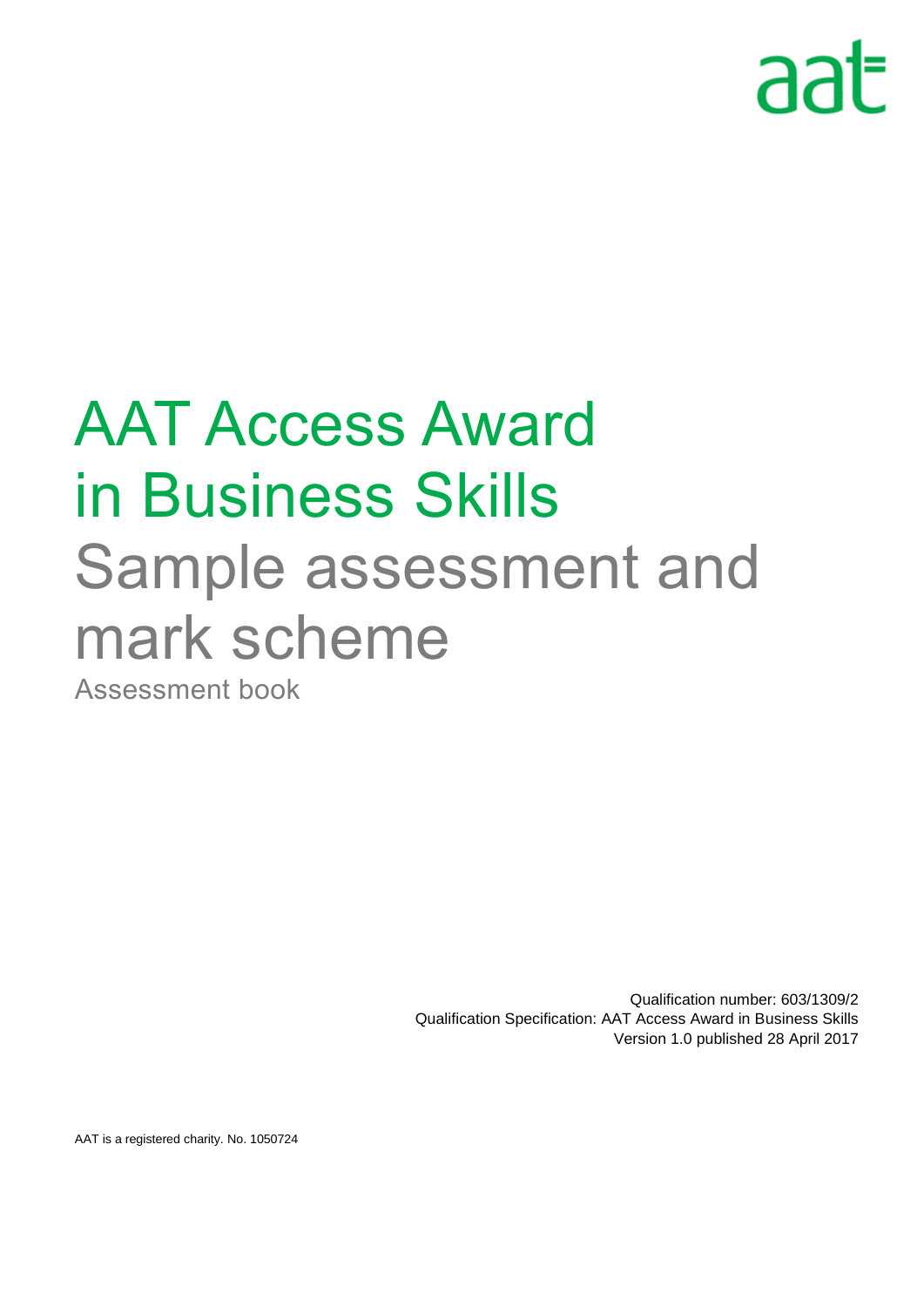# AAT Access Award in Business Skills

## Sample assessment and mark scheme

Assessment book

Qualification number: 603/1309/2
Qualification Specification: AAT Access Award in Business Skills
Version 1.0 published 28 April 2017

AAT is a registered charity. No. 1050724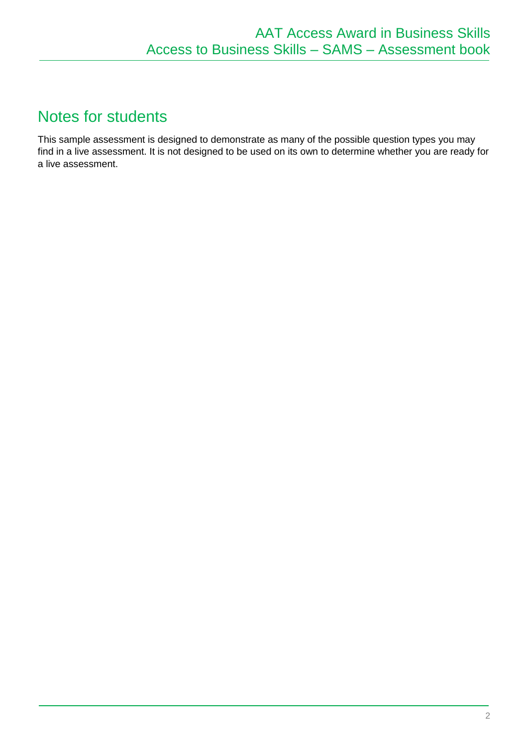# Notes for students

This sample assessment is designed to demonstrate as many of the possible question types you may find in a live assessment. It is not designed to be used on its own to determine whether you are ready for a live assessment.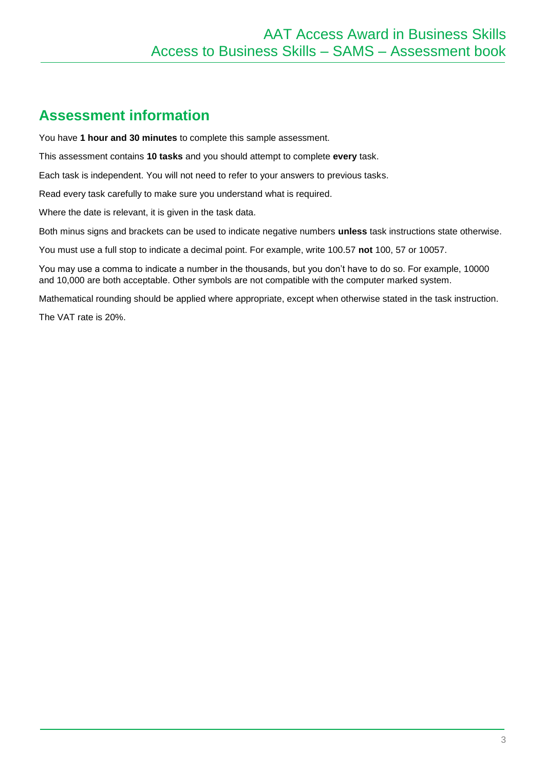## Assessment information

You have **1 hour and 30 minutes** to complete this sample assessment.

This assessment contains **10 tasks** and you should attempt to complete **every** task.

Each task is independent. You will not need to refer to your answers to previous tasks.

Read every task carefully to make sure you understand what is required.

Where the date is relevant, it is given in the task data.

Both minus signs and brackets can be used to indicate negative numbers **unless** task instructions state otherwise.

You must use a full stop to indicate a decimal point. For example, write 100.57 **not** 100, 57 or 10057.

You may use a comma to indicate a number in the thousands, but you don't have to do so. For example, 10000 and 10,000 are both acceptable. Other symbols are not compatible with the computer marked system.

Mathematical rounding should be applied where appropriate, except when otherwise stated in the task instruction.

The VAT rate is 20%.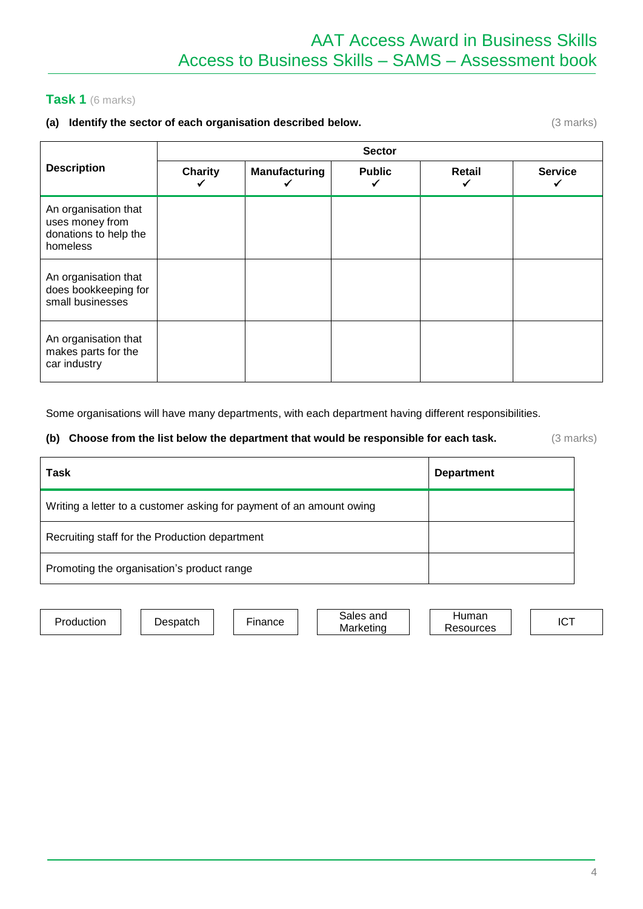## Task 1 (6 marks)

**(a) Identify the sector of each organisation described below.** (3 marks)

| Description | Sector | | | | |
|---|---|---|---|---|---|
| | **Charity** ✓ | **Manufacturing** ✓ | **Public** ✓ | **Retail** ✓ | **Service** ✓ |
| An organisation that uses money from donations to help the homeless | | | | | |
| An organisation that does bookkeeping for small businesses | | | | | |
| An organisation that makes parts for the car industry | | | | | |

Some organisations will have many departments, with each department having different responsibilities.

**(b) Choose from the list below the department that would be responsible for each task.** (3 marks)

| Task | Department |
|---|---|
| Writing a letter to a customer asking for payment of an amount owing | |
| Recruiting staff for the Production department | |
| Promoting the organisation's product range | |

| Production | Despatch | Finance | Sales and Marketing | Human Resources | ICT |
|---|---|---|---|---|---|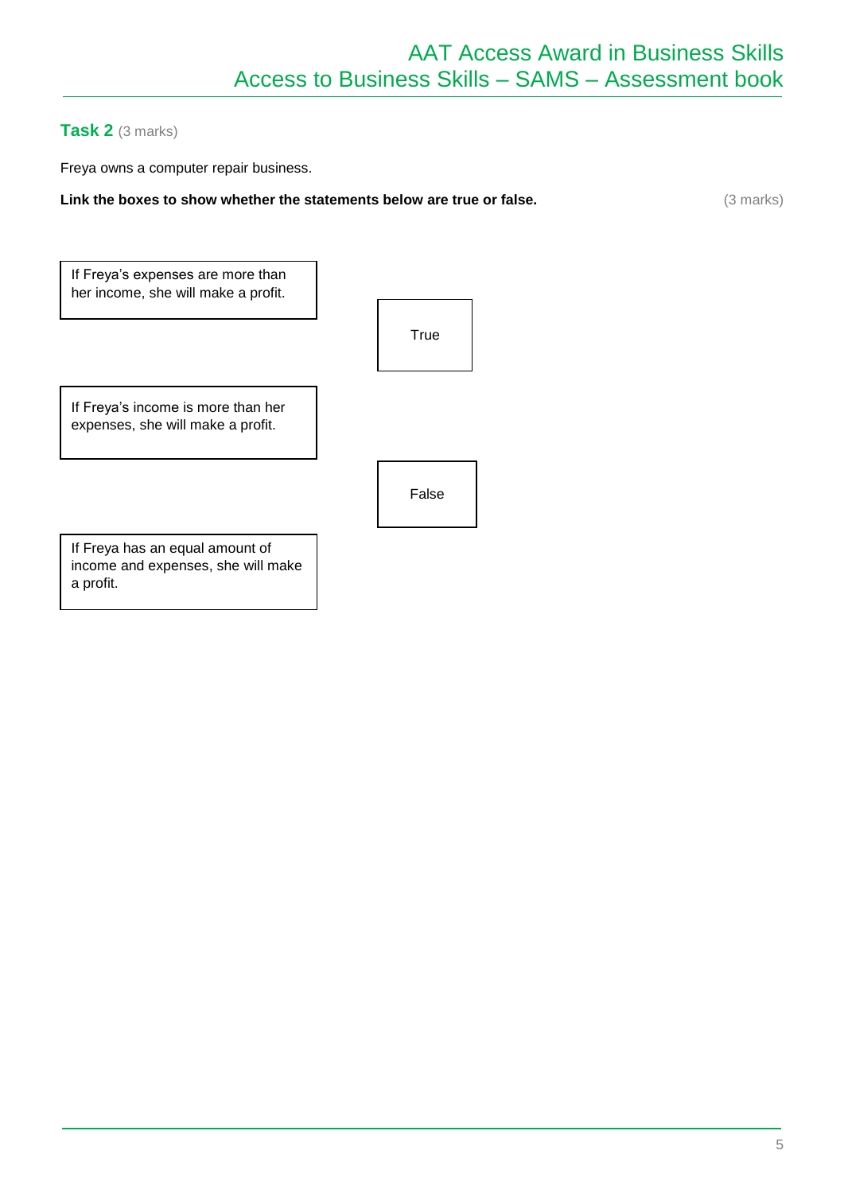## Task 2 (3 marks)

Freya owns a computer repair business.

**Link the boxes to show whether the statements below are true or false.** (3 marks)

| Statement |
|---|
| If Freya's expenses are more than her income, she will make a profit. |
| If Freya's income is more than her expenses, she will make a profit. |
| If Freya has an equal amount of income and expenses, she will make a profit. |

| Options |
|---|
| True |
| False |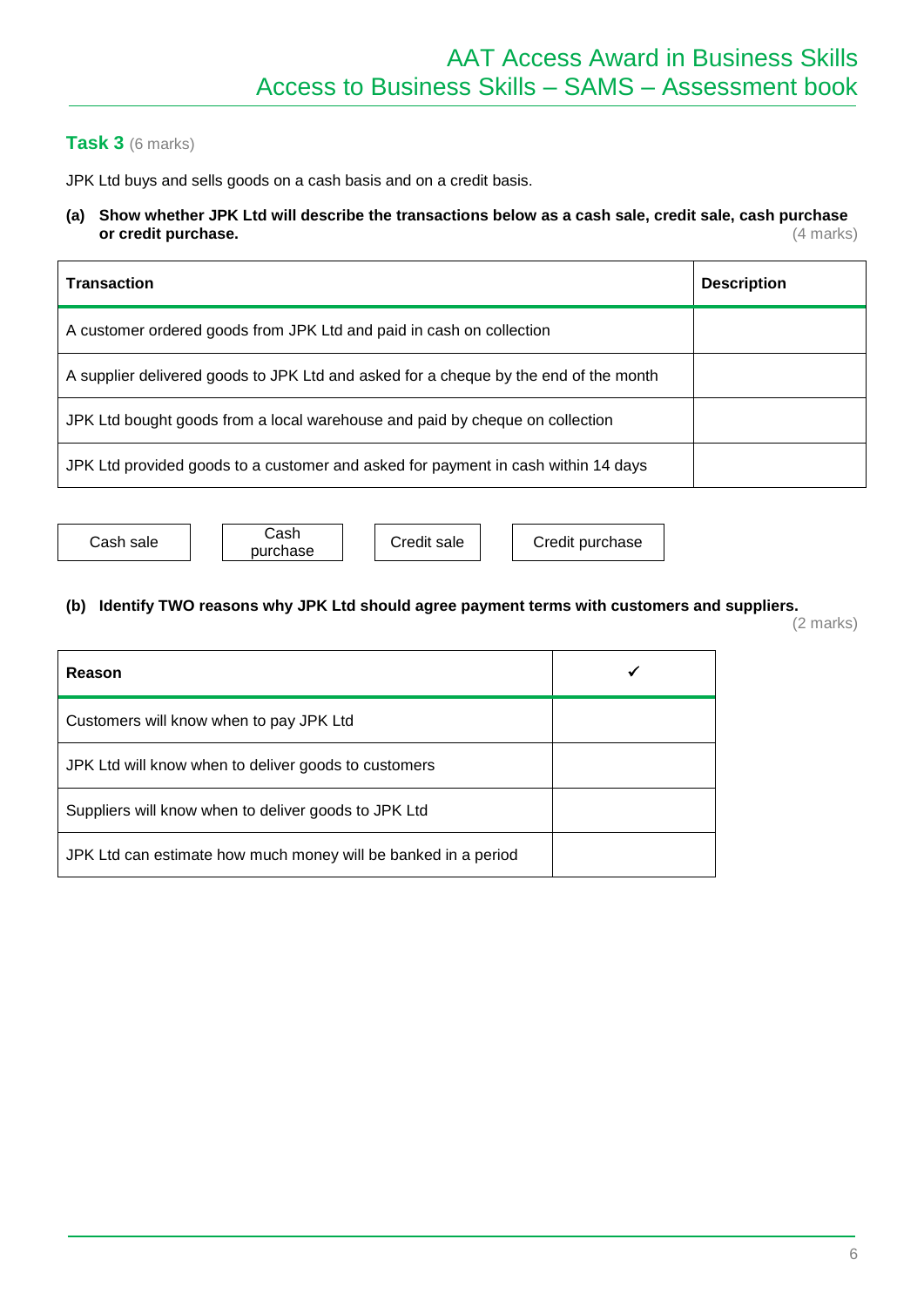## Task 3 (6 marks)

JPK Ltd buys and sells goods on a cash basis and on a credit basis.

**(a) Show whether JPK Ltd will describe the transactions below as a cash sale, credit sale, cash purchase or credit purchase.** (4 marks)

| Transaction | Description |
|---|---|
| A customer ordered goods from JPK Ltd and paid in cash on collection | |
| A supplier delivered goods to JPK Ltd and asked for a cheque by the end of the month | |
| JPK Ltd bought goods from a local warehouse and paid by cheque on collection | |
| JPK Ltd provided goods to a customer and asked for payment in cash within 14 days | |

Cash sale | Cash purchase | Credit sale | Credit purchase

**(b) Identify TWO reasons why JPK Ltd should agree payment terms with customers and suppliers.** (2 marks)

| Reason | ✔ |
|---|---|
| Customers will know when to pay JPK Ltd | |
| JPK Ltd will know when to deliver goods to customers | |
| Suppliers will know when to deliver goods to JPK Ltd | |
| JPK Ltd can estimate how much money will be banked in a period | |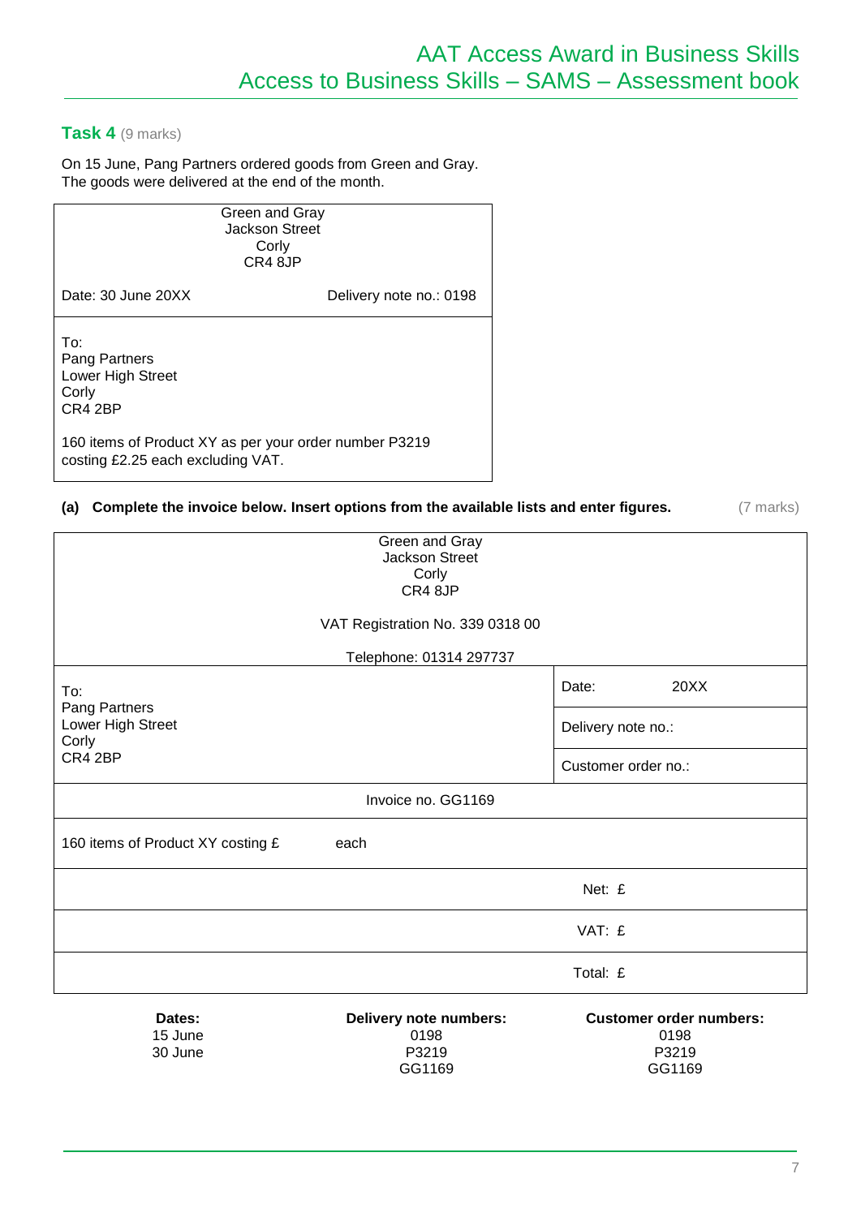## Task 4 (9 marks)

On 15 June, Pang Partners ordered goods from Green and Gray.
The goods were delivered at the end of the month.

| Green and Gray<br>Jackson Street<br>Corly<br>CR4 8JP | |
|---|---|
| Date: 30 June 20XX | Delivery note no.: 0198 |
| To:<br>Pang Partners<br>Lower High Street<br>Corly<br>CR4 2BP<br><br>160 items of Product XY as per your order number P3219 costing £2.25 each excluding VAT. | |

**(a) Complete the invoice below. Insert options from the available lists and enter figures.** (7 marks)

| Green and Gray<br>Jackson Street<br>Corly<br>CR4 8JP<br><br>VAT Registration No. 339 0318 00<br><br>Telephone: 01314 297737 | |
|---|---|
| To:<br>Pang Partners<br>Lower High Street<br>Corly<br>CR4 2BP | Date: 20XX<br>Delivery note no.:<br>Customer order no.: |
| Invoice no. GG1169 | |
| 160 items of Product XY costing £ each | |
| | Net: £ |
| | VAT: £ |
| | Total: £ |

| Dates: | Delivery note numbers: | Customer order numbers: |
|---|---|---|
| 15 June | 0198 | 0198 |
| 30 June | P3219 | P3219 |
| | GG1169 | GG1169 |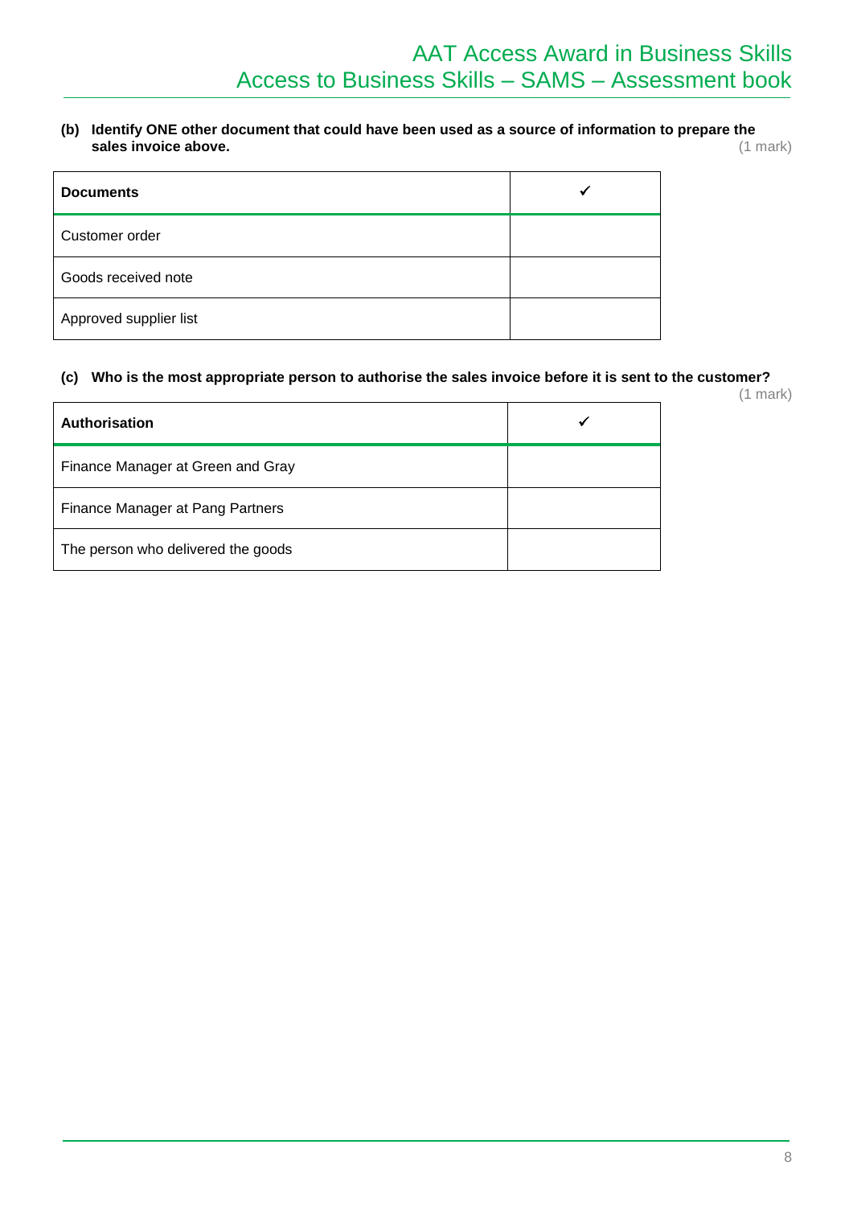**(b) Identify ONE other document that could have been used as a source of information to prepare the sales invoice above.** (1 mark)

| Documents | ✓ |
|---|---|
| Customer order | |
| Goods received note | |
| Approved supplier list | |

**(c) Who is the most appropriate person to authorise the sales invoice before it is sent to the customer?** (1 mark)

| Authorisation | ✓ |
|---|---|
| Finance Manager at Green and Gray | |
| Finance Manager at Pang Partners | |
| The person who delivered the goods | |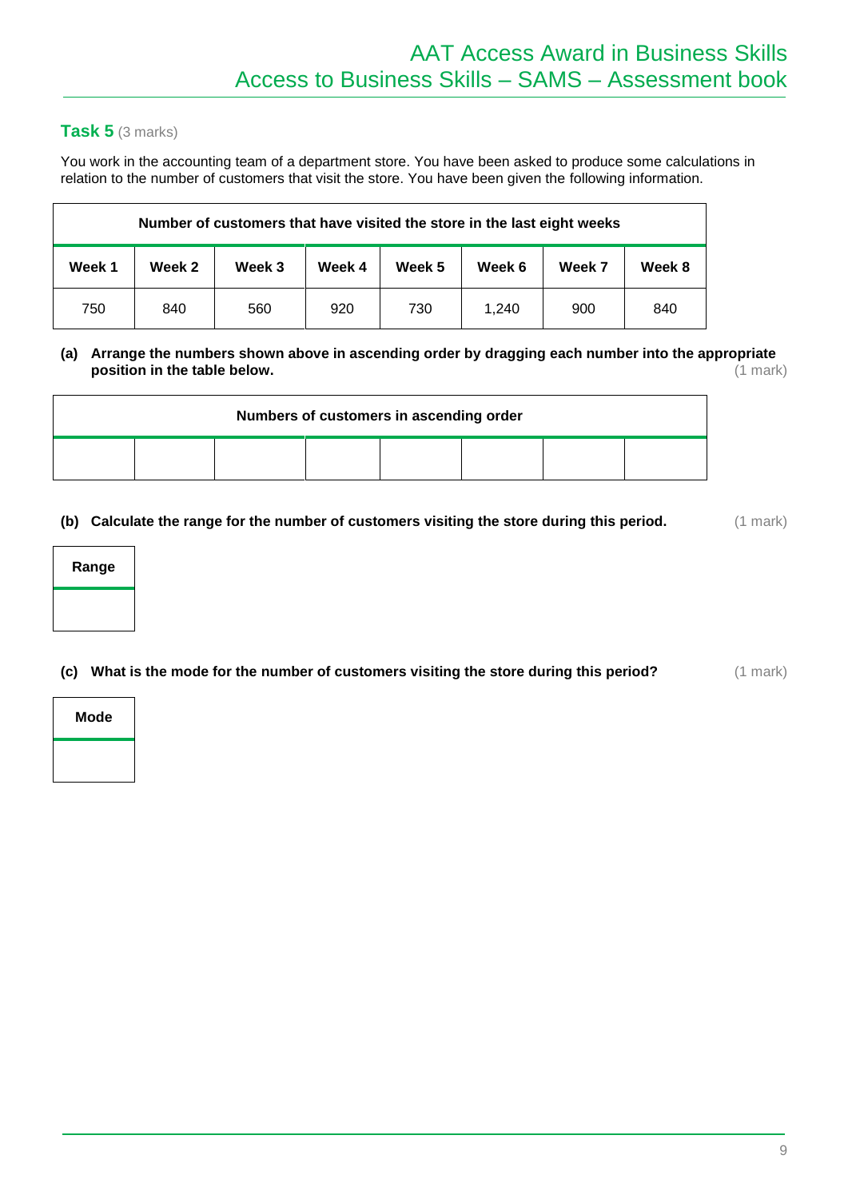## Task 5 (3 marks)

You work in the accounting team of a department store. You have been asked to produce some calculations in relation to the number of customers that visit the store. You have been given the following information.

| Number of customers that have visited the store in the last eight weeks | | | | | | | |
|---|---|---|---|---|---|---|---|
| **Week 1** | **Week 2** | **Week 3** | **Week 4** | **Week 5** | **Week 6** | **Week 7** | **Week 8** |
| 750 | 840 | 560 | 920 | 730 | 1,240 | 900 | 840 |

**(a) Arrange the numbers shown above in ascending order by dragging each number into the appropriate position in the table below.** (1 mark)

| Numbers of customers in ascending order | | | | | | | |
|---|---|---|---|---|---|---|---|
| | | | | | | | |

**(b) Calculate the range for the number of customers visiting the store during this period.** (1 mark)

| Range |
|---|
| |

**(c) What is the mode for the number of customers visiting the store during this period?** (1 mark)

| Mode |
|---|
| |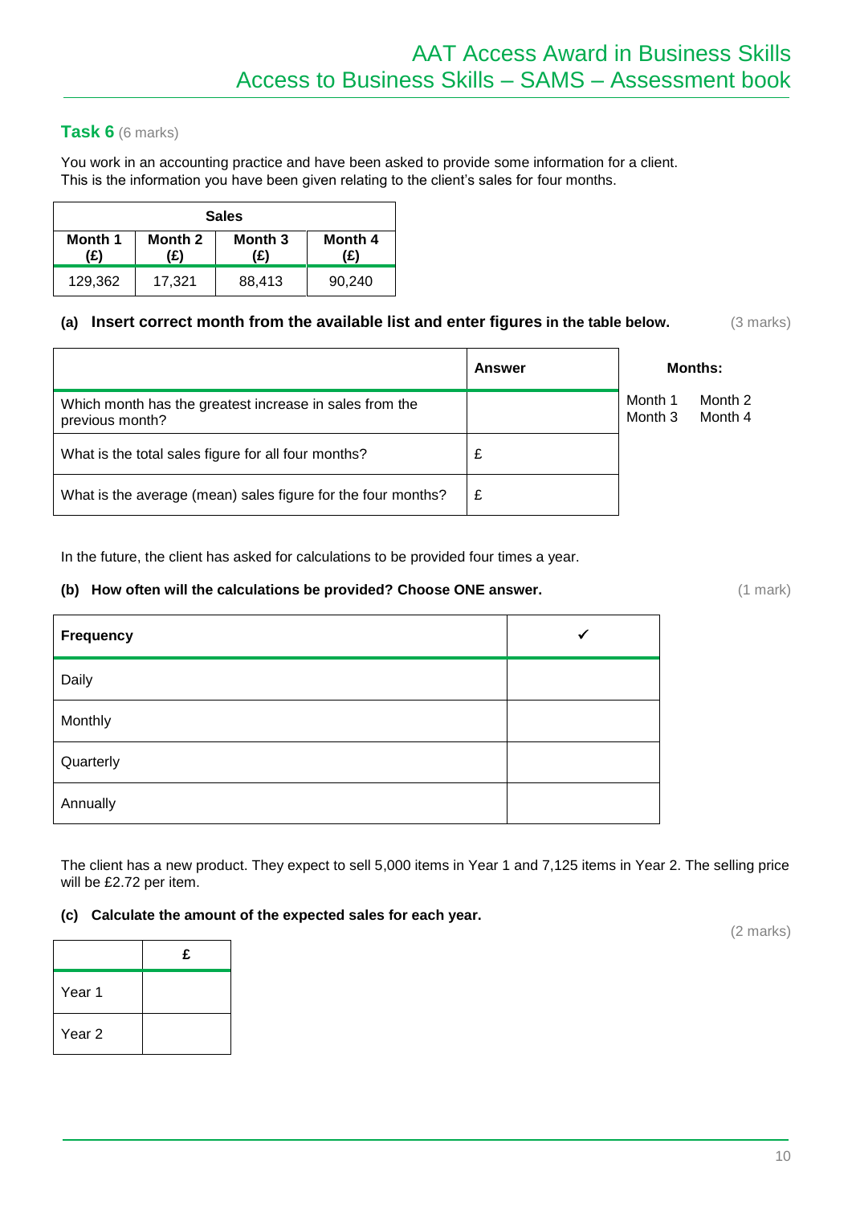## Task 6 (6 marks)

You work in an accounting practice and have been asked to provide some information for a client. This is the information you have been given relating to the client's sales for four months.

| Sales | | | |
|---|---|---|---|
| **Month 1 (£)** | **Month 2 (£)** | **Month 3 (£)** | **Month 4 (£)** |
| 129,362 | 17,321 | 88,413 | 90,240 |

**(a) Insert correct month from the available list and enter figures in the table below.** (3 marks)

| | Answer |
|---|---|
| Which month has the greatest increase in sales from the previous month? | |
| What is the total sales figure for all four months? | £ |
| What is the average (mean) sales figure for the four months? | £ |

**Months:**

Month 1 Month 2
Month 3 Month 4

In the future, the client has asked for calculations to be provided four times a year.

**(b) How often will the calculations be provided? Choose ONE answer.** (1 mark)

| Frequency | ✓ |
|---|---|
| Daily | |
| Monthly | |
| Quarterly | |
| Annually | |

The client has a new product. They expect to sell 5,000 items in Year 1 and 7,125 items in Year 2. The selling price will be £2.72 per item.

**(c) Calculate the amount of the expected sales for each year.** (2 marks)

| | £ |
|---|---|
| Year 1 | |
| Year 2 | |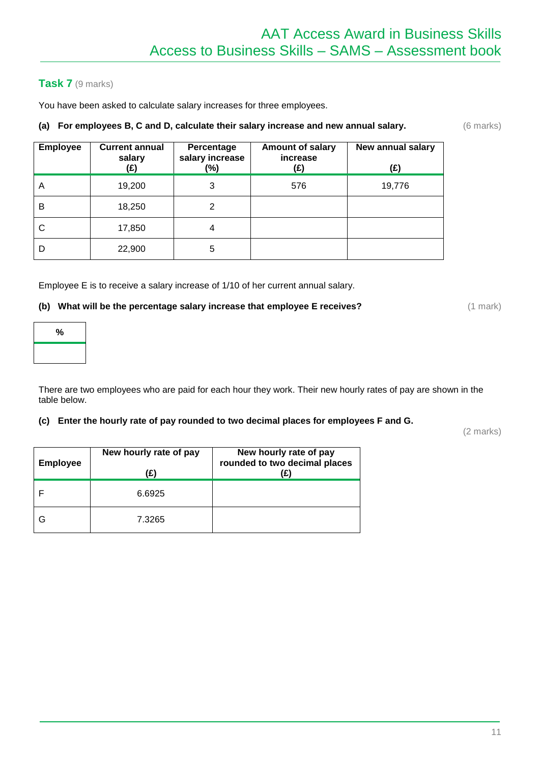## Task 7 (9 marks)

You have been asked to calculate salary increases for three employees.

**(a) For employees B, C and D, calculate their salary increase and new annual salary.** (6 marks)

| Employee | Current annual salary (£) | Percentage salary increase (%) | Amount of salary increase (£) | New annual salary (£) |
|---|---|---|---|---|
| A | 19,200 | 3 | 576 | 19,776 |
| B | 18,250 | 2 | | |
| C | 17,850 | 4 | | |
| D | 22,900 | 5 | | |

Employee E is to receive a salary increase of 1/10 of her current annual salary.

**(b) What will be the percentage salary increase that employee E receives?** (1 mark)

| % |
|---|
| |

There are two employees who are paid for each hour they work. Their new hourly rates of pay are shown in the table below.

**(c) Enter the hourly rate of pay rounded to two decimal places for employees F and G.**

(2 marks)

| Employee | New hourly rate of pay (£) | New hourly rate of pay rounded to two decimal places (£) |
|---|---|---|
| F | 6.6925 | |
| G | 7.3265 | |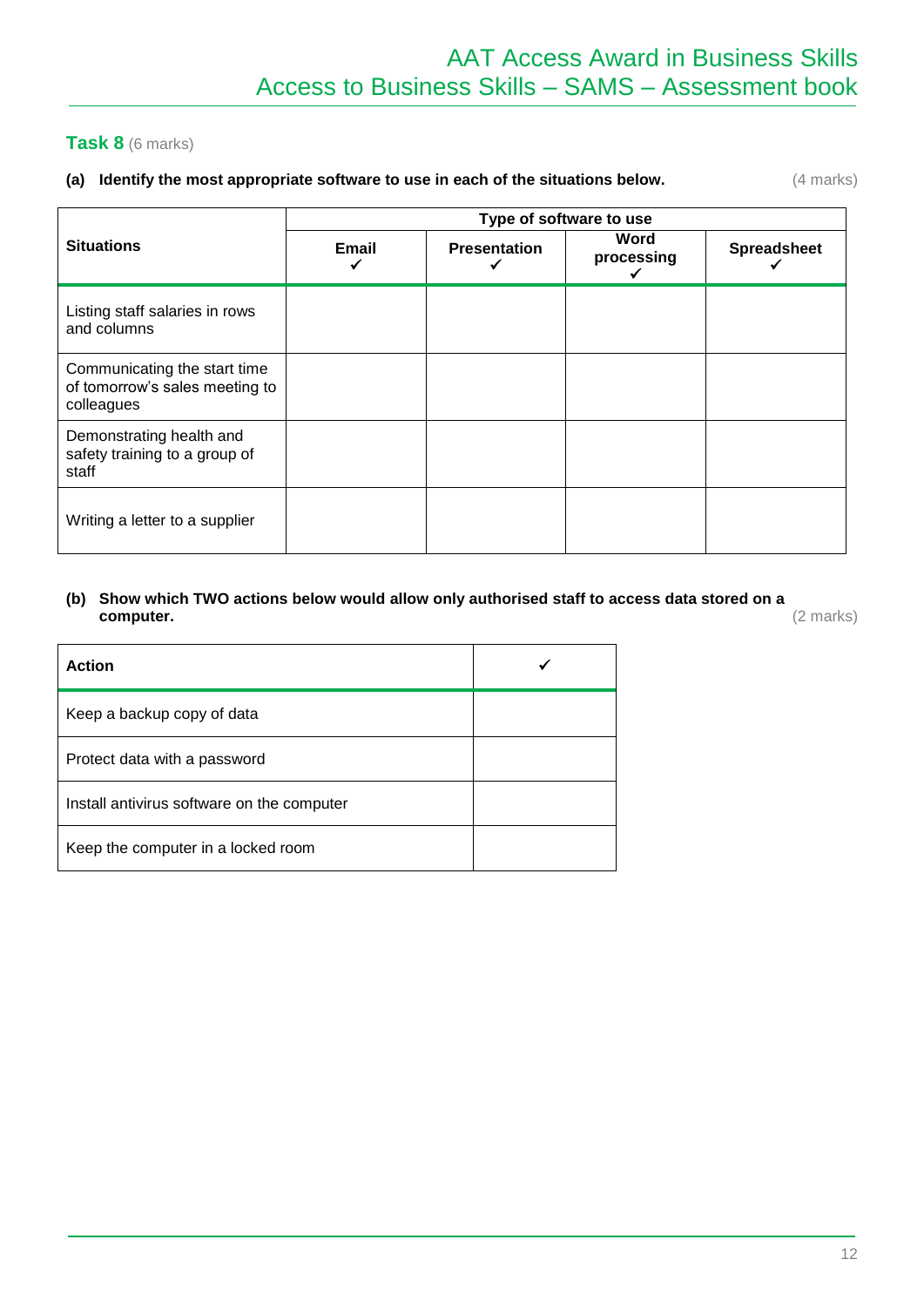## Task 8 (6 marks)

**(a) Identify the most appropriate software to use in each of the situations below.** (4 marks)

| Situations | Type of software to use | | | |
|---|---|---|---|---|
| | **Email** ✓ | **Presentation** ✓ | **Word processing** ✓ | **Spreadsheet** ✓ |
| Listing staff salaries in rows and columns | | | | |
| Communicating the start time of tomorrow's sales meeting to colleagues | | | | |
| Demonstrating health and safety training to a group of staff | | | | |
| Writing a letter to a supplier | | | | |

**(b) Show which TWO actions below would allow only authorised staff to access data stored on a computer.** (2 marks)

| Action | ✓ |
|---|---|
| Keep a backup copy of data | |
| Protect data with a password | |
| Install antivirus software on the computer | |
| Keep the computer in a locked room | |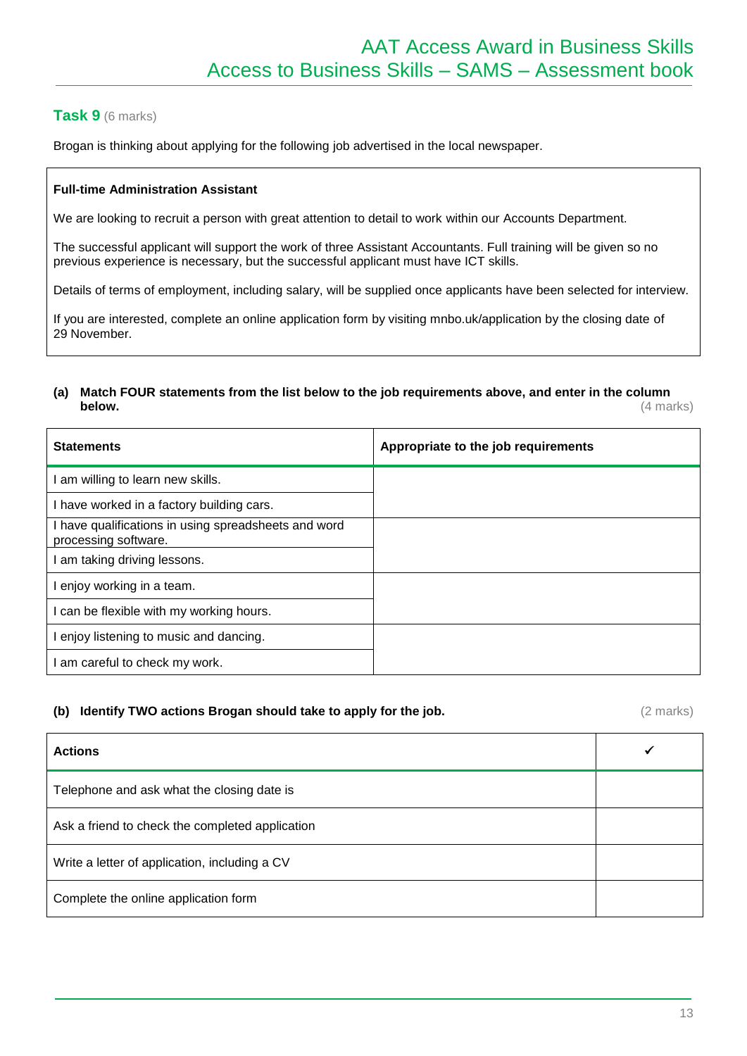## Task 9 (6 marks)

Brogan is thinking about applying for the following job advertised in the local newspaper.

> **Full-time Administration Assistant**
>
> We are looking to recruit a person with great attention to detail to work within our Accounts Department.
>
> The successful applicant will support the work of three Assistant Accountants. Full training will be given so no previous experience is necessary, but the successful applicant must have ICT skills.
>
> Details of terms of employment, including salary, will be supplied once applicants have been selected for interview.
>
> If you are interested, complete an online application form by visiting mnbo.uk/application by the closing date of 29 November.

**(a) Match FOUR statements from the list below to the job requirements above, and enter in the column below.** (4 marks)

| Statements | Appropriate to the job requirements |
|---|---|
| I am willing to learn new skills. | |
| I have worked in a factory building cars. | |
| I have qualifications in using spreadsheets and word processing software. | |
| I am taking driving lessons. | |
| I enjoy working in a team. | |
| I can be flexible with my working hours. | |
| I enjoy listening to music and dancing. | |
| I am careful to check my work. | |

**(b) Identify TWO actions Brogan should take to apply for the job.** (2 marks)

| Actions | ✓ |
|---|---|
| Telephone and ask what the closing date is | |
| Ask a friend to check the completed application | |
| Write a letter of application, including a CV | |
| Complete the online application form | |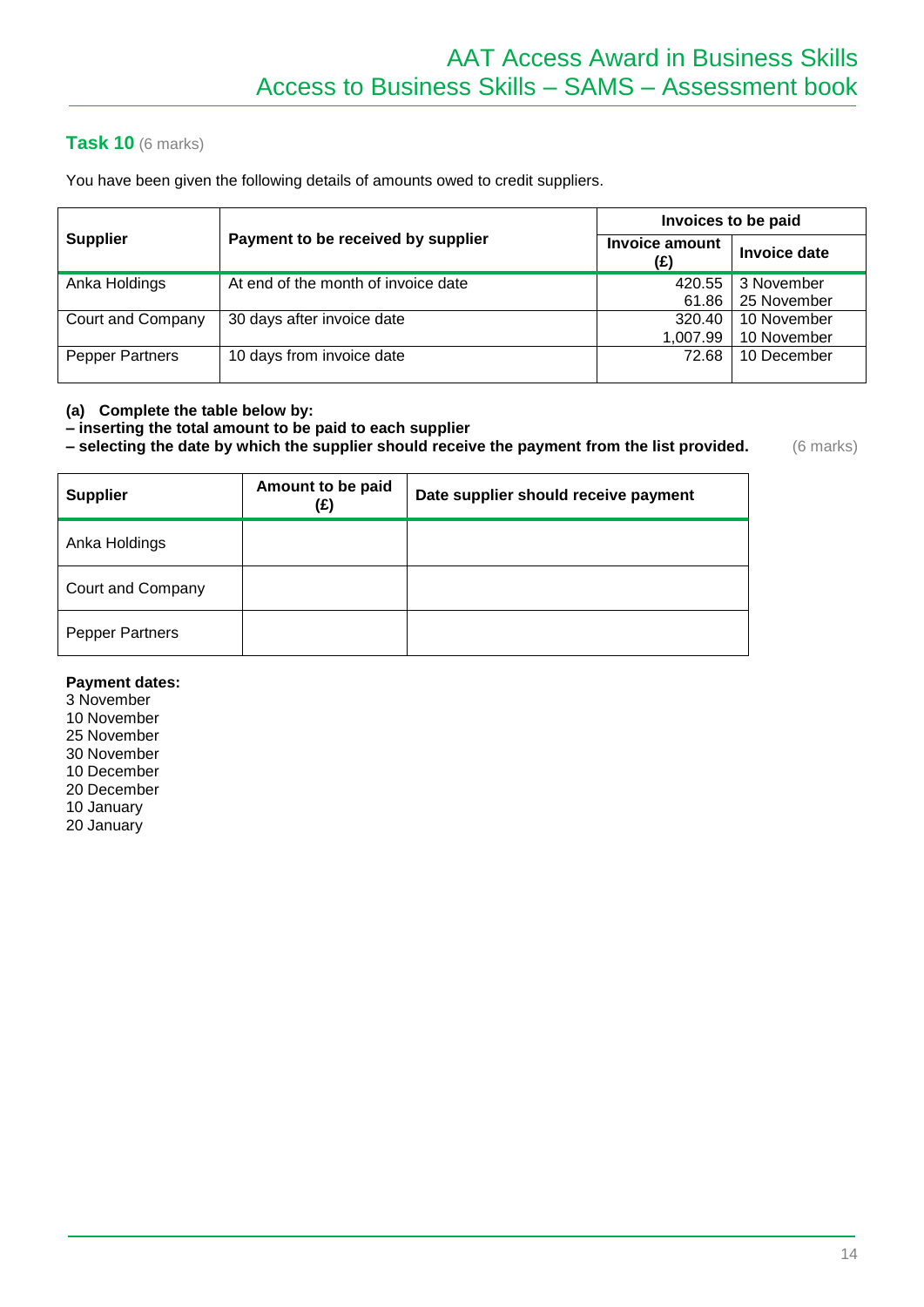## Task 10 (6 marks)

You have been given the following details of amounts owed to credit suppliers.

| Supplier | Payment to be received by supplier | Invoices to be paid | |
|---|---|---|---|
| | | Invoice amount (£) | Invoice date |
| Anka Holdings | At end of the month of invoice date | 420.55<br>61.86 | 3 November<br>25 November |
| Court and Company | 30 days after invoice date | 320.40<br>1,007.99 | 10 November<br>10 November |
| Pepper Partners | 10 days from invoice date | 72.68 | 10 December |

**(a) Complete the table below by:**
**– inserting the total amount to be paid to each supplier**
**– selecting the date by which the supplier should receive the payment from the list provided.** (6 marks)

| Supplier | Amount to be paid (£) | Date supplier should receive payment |
|---|---|---|
| Anka Holdings | | |
| Court and Company | | |
| Pepper Partners | | |

**Payment dates:**
3 November
10 November
25 November
30 November
10 December
20 December
10 January
20 January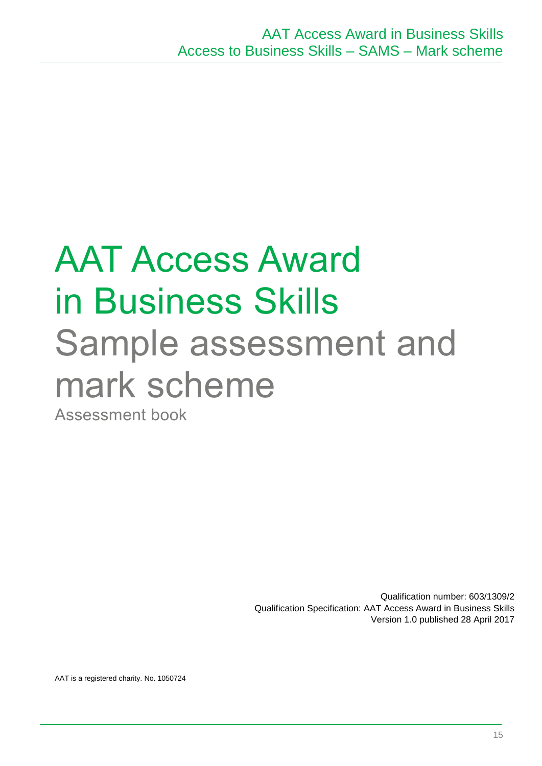# AAT Access Award in Business Skills

## Sample assessment and mark scheme

Assessment book

Qualification number: 603/1309/2
Qualification Specification: AAT Access Award in Business Skills
Version 1.0 published 28 April 2017

AAT is a registered charity. No. 1050724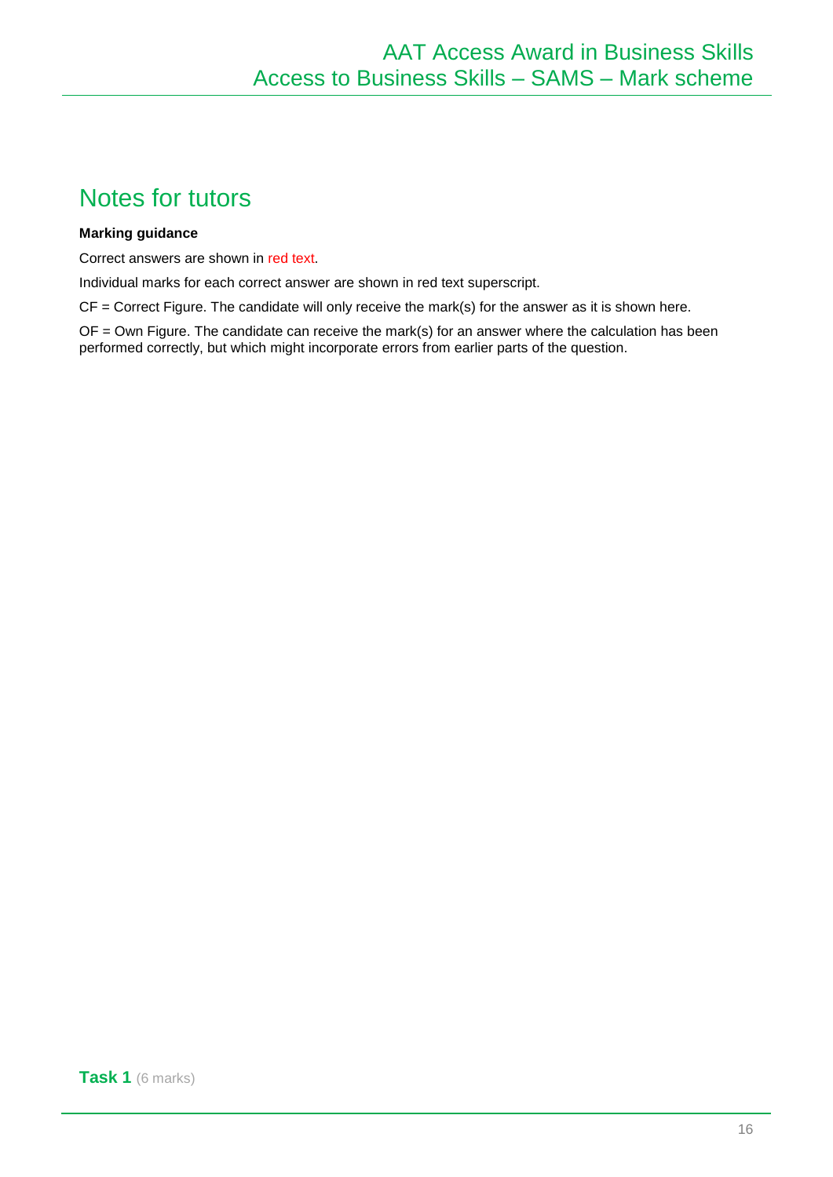# Notes for tutors

**Marking guidance**

Correct answers are shown in red text.

Individual marks for each correct answer are shown in red text superscript.

CF = Correct Figure. The candidate will only receive the mark(s) for the answer as it is shown here.

OF = Own Figure. The candidate can receive the mark(s) for an answer where the calculation has been performed correctly, but which might incorporate errors from earlier parts of the question.

## Task 1 (6 marks)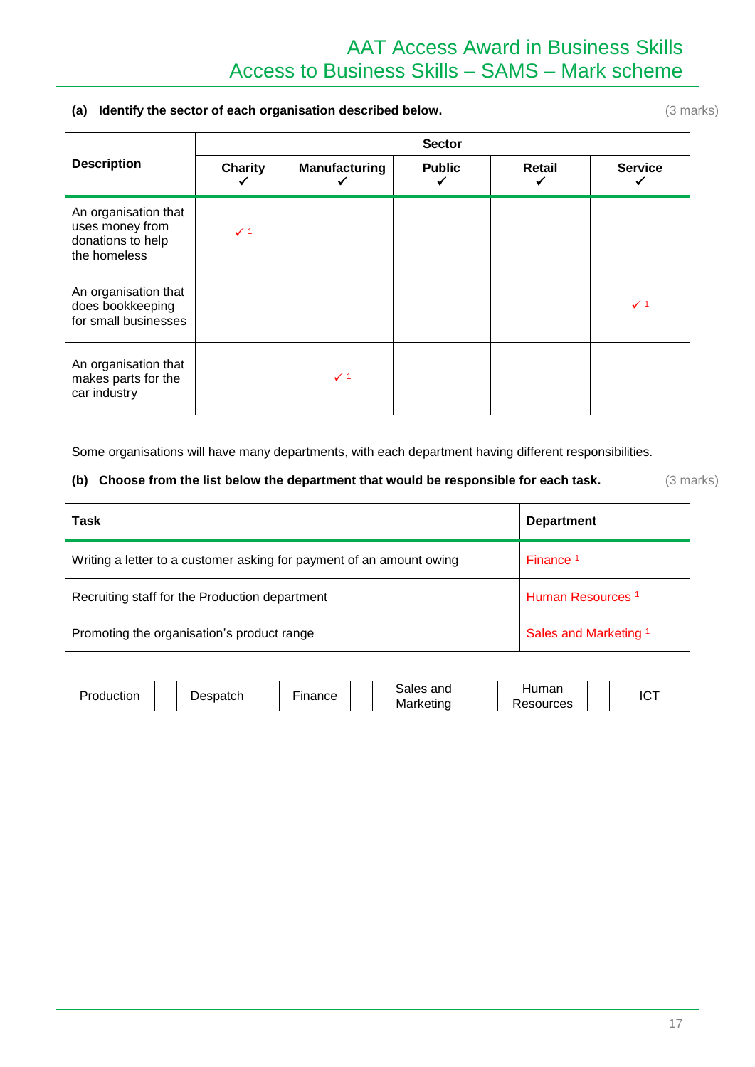**(a) Identify the sector of each organisation described below.** (3 marks)

| Description | Sector | | | | |
|---|---|---|---|---|---|
| | Charity ✓ | Manufacturing ✓ | Public ✓ | Retail ✓ | Service ✓ |
| An organisation that uses money from donations to help the homeless | ✓ [1] | | | | |
| An organisation that does bookkeeping for small businesses | | | | | ✓ [1] |
| An organisation that makes parts for the car industry | | ✓ [1] | | | |

Some organisations will have many departments, with each department having different responsibilities.

**(b) Choose from the list below the department that would be responsible for each task.** (3 marks)

| Task | Department |
|---|---|
| Writing a letter to a customer asking for payment of an amount owing | Finance [1] |
| Recruiting staff for the Production department | Human Resources [1] |
| Promoting the organisation's product range | Sales and Marketing [1] |

| Production | Despatch | Finance | Sales and Marketing | Human Resources | ICT |
|---|---|---|---|---|---|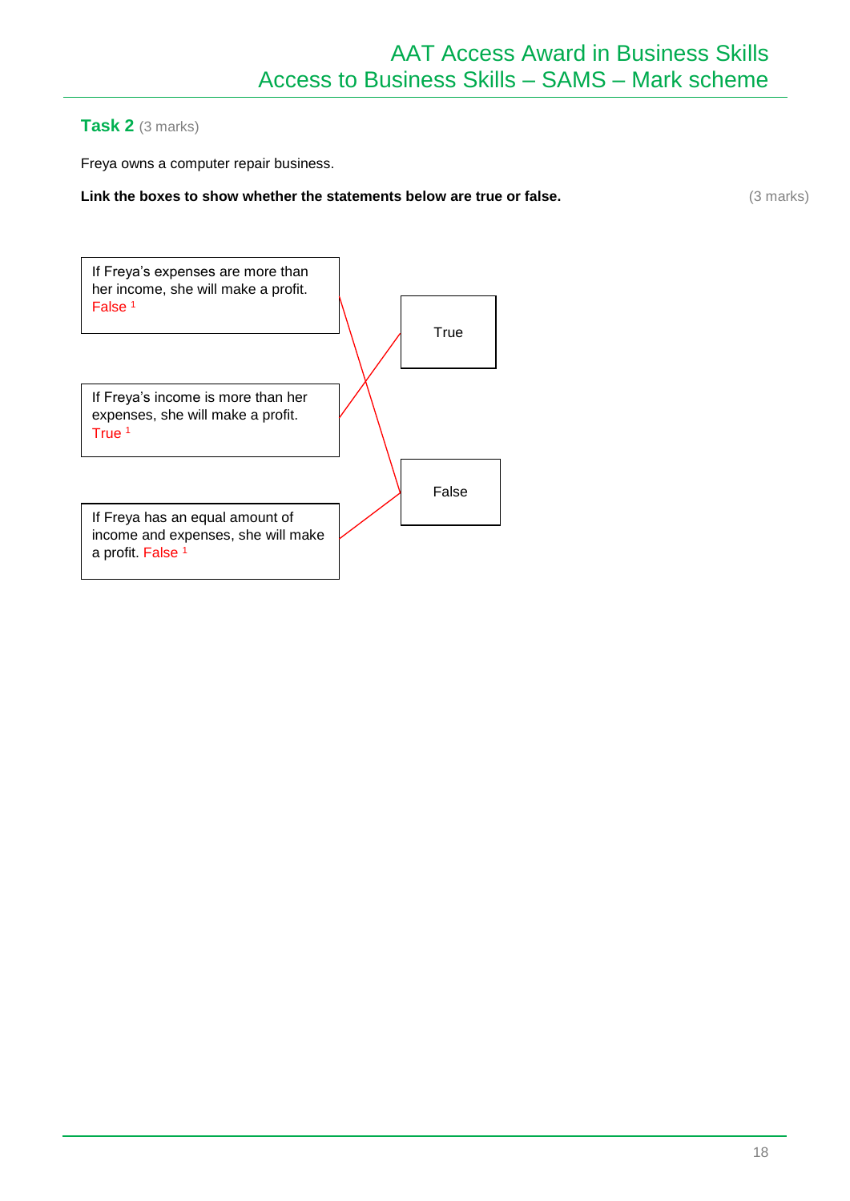## Task 2 (3 marks)

Freya owns a computer repair business.

**Link the boxes to show whether the statements below are true or false.** (3 marks)

| Statement | Answer |
|---|---|
| If Freya's expenses are more than her income, she will make a profit. False [1] | False |
| If Freya's income is more than her expenses, she will make a profit. True [1] | True |
| If Freya has an equal amount of income and expenses, she will make a profit. False [1] | False |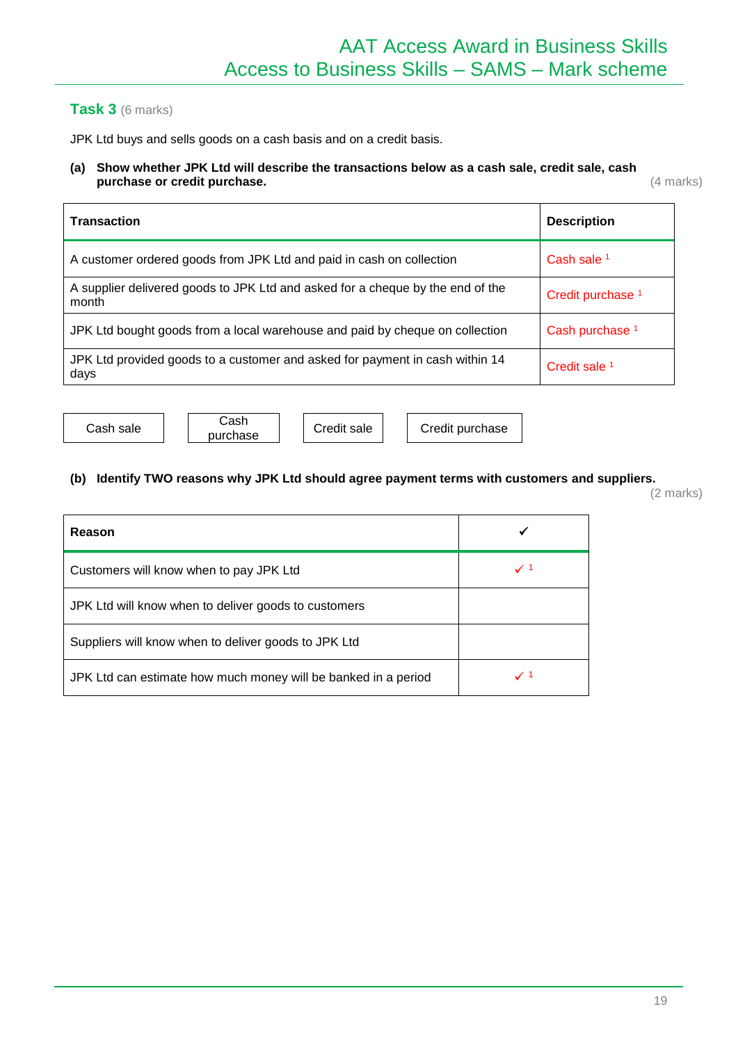## Task 3 (6 marks)

JPK Ltd buys and sells goods on a cash basis and on a credit basis.

**(a) Show whether JPK Ltd will describe the transactions below as a cash sale, credit sale, cash purchase or credit purchase.** (4 marks)

| Transaction | Description |
|---|---|
| A customer ordered goods from JPK Ltd and paid in cash on collection | Cash sale [1] |
| A supplier delivered goods to JPK Ltd and asked for a cheque by the end of the month | Credit purchase [1] |
| JPK Ltd bought goods from a local warehouse and paid by cheque on collection | Cash purchase [1] |
| JPK Ltd provided goods to a customer and asked for payment in cash within 14 days | Credit sale [1] |

Cash sale | Cash purchase | Credit sale | Credit purchase

**(b) Identify TWO reasons why JPK Ltd should agree payment terms with customers and suppliers.** (2 marks)

| Reason | ✓ |
|---|---|
| Customers will know when to pay JPK Ltd | ✓ [1] |
| JPK Ltd will know when to deliver goods to customers | |
| Suppliers will know when to deliver goods to JPK Ltd | |
| JPK Ltd can estimate how much money will be banked in a period | ✓ [1] |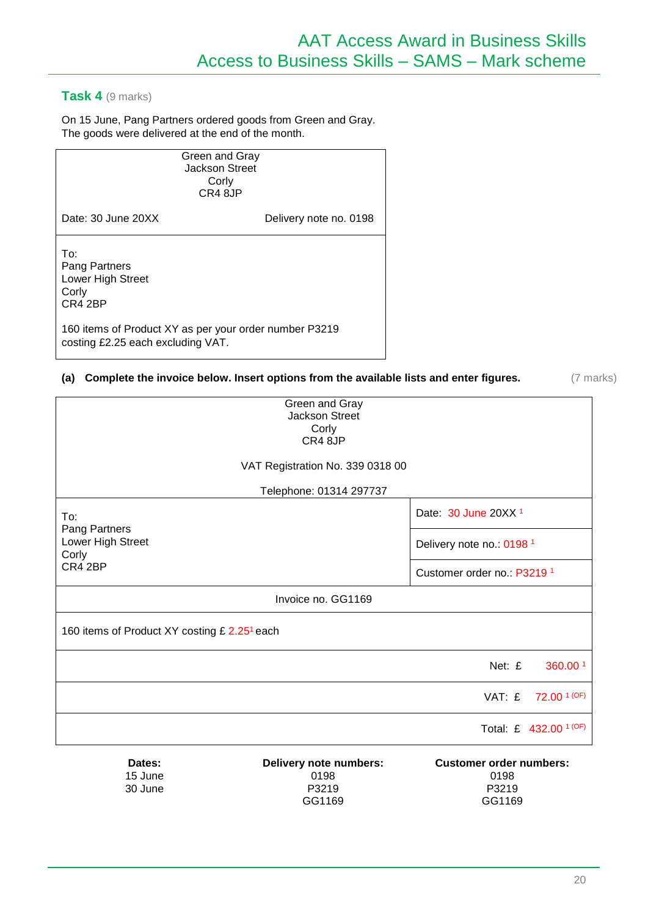## Task 4 (9 marks)

On 15 June, Pang Partners ordered goods from Green and Gray.
The goods were delivered at the end of the month.

| Green and Gray<br>Jackson Street<br>Corly<br>CR4 8JP | |
|---|---|
| Date: 30 June 20XX | Delivery note no. 0198 |
| To:<br>Pang Partners<br>Lower High Street<br>Corly<br>CR4 2BP<br><br>160 items of Product XY as per your order number P3219 costing £2.25 each excluding VAT. | |

**(a) Complete the invoice below. Insert options from the available lists and enter figures.** (7 marks)

| Green and Gray<br>Jackson Street<br>Corly<br>CR4 8JP<br><br>VAT Registration No. 339 0318 00<br><br>Telephone: 01314 297737 | |
|---|---|
| To:<br>Pang Partners<br>Lower High Street<br>Corly<br>CR4 2BP | Date: 30 June 20XX [1]<br>Delivery note no.: 0198 [1]<br>Customer order no.: P3219 [1] |
| Invoice no. GG1169 | |
| 160 items of Product XY costing £ 2.25[1] each | |
| | Net: £ 360.00 [1] |
| | VAT: £ 72.00 [1 (OF)] |
| | Total: £ 432.00 [1 (OF)] |

| Dates: | Delivery note numbers: | Customer order numbers: |
|---|---|---|
| 15 June | 0198 | 0198 |
| 30 June | P3219 | P3219 |
| | GG1169 | GG1169 |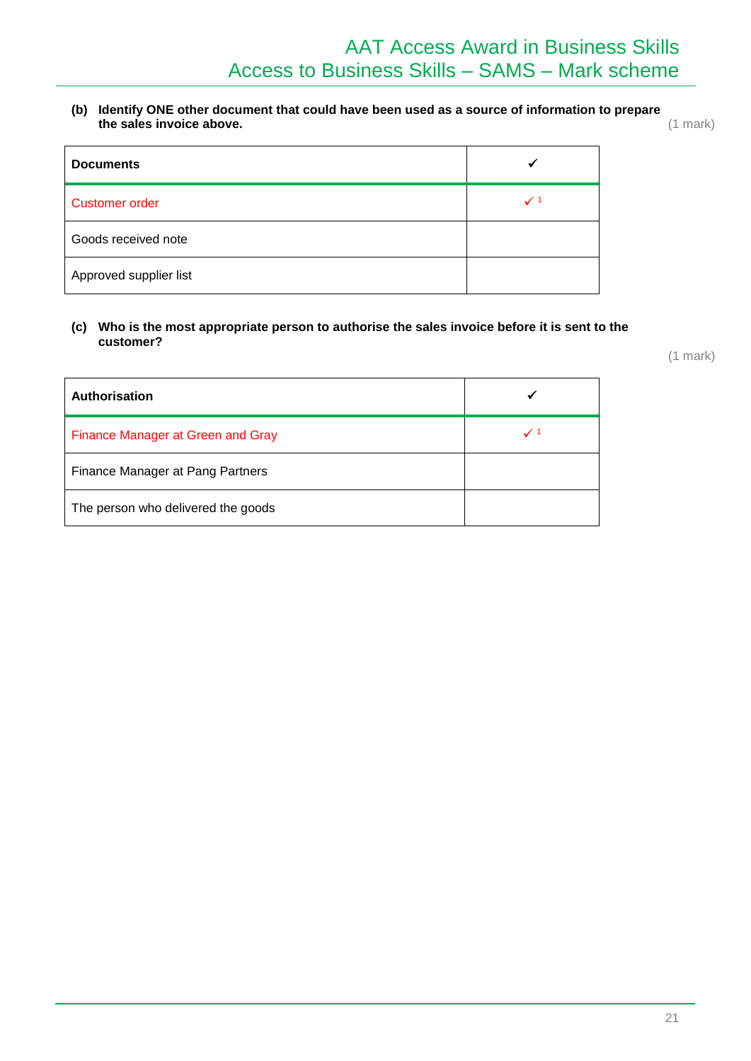**(b) Identify ONE other document that could have been used as a source of information to prepare the sales invoice above.**

(1 mark)

| Documents | ✓ |
|---|---|
| Customer order | ✓ 1 |
| Goods received note | |
| Approved supplier list | |

**(c) Who is the most appropriate person to authorise the sales invoice before it is sent to the customer?**

(1 mark)

| Authorisation | ✓ |
|---|---|
| Finance Manager at Green and Gray | ✓ 1 |
| Finance Manager at Pang Partners | |
| The person who delivered the goods | |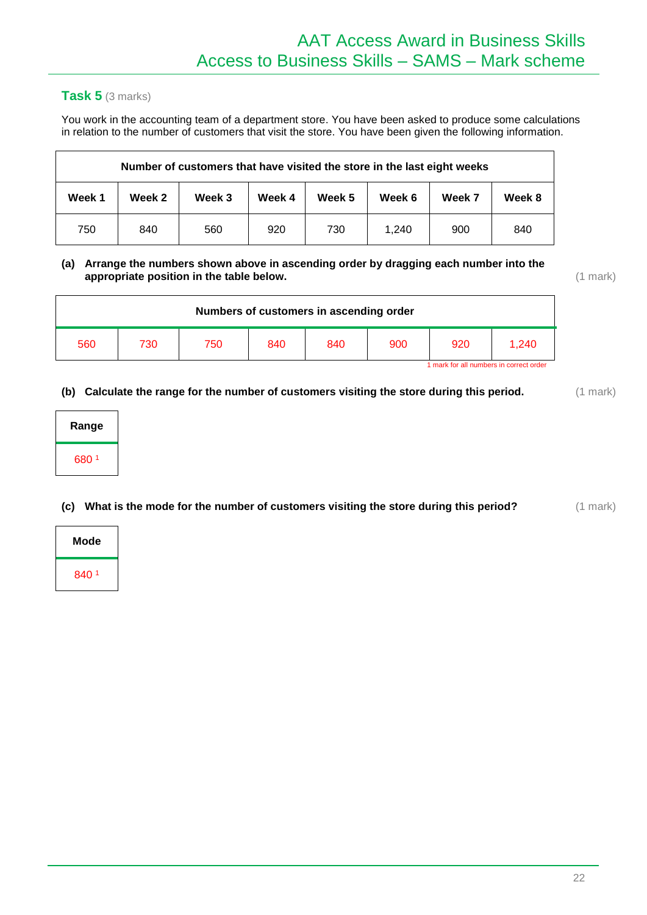## Task 5 (3 marks)

You work in the accounting team of a department store. You have been asked to produce some calculations in relation to the number of customers that visit the store. You have been given the following information.

| Number of customers that have visited the store in the last eight weeks | | | | | | | |
|---|---|---|---|---|---|---|---|
| **Week 1** | **Week 2** | **Week 3** | **Week 4** | **Week 5** | **Week 6** | **Week 7** | **Week 8** |
| 750 | 840 | 560 | 920 | 730 | 1,240 | 900 | 840 |

**(a) Arrange the numbers shown above in ascending order by dragging each number into the appropriate position in the table below.** (1 mark)

| Numbers of customers in ascending order | | | | | | | |
|---|---|---|---|---|---|---|---|
| 560 | 730 | 750 | 840 | 840 | 900 | 920 | 1,240 |

1 mark for all numbers in correct order

**(b) Calculate the range for the number of customers visiting the store during this period.** (1 mark)

| Range |
|---|
| 680 [1] |

**(c) What is the mode for the number of customers visiting the store during this period?** (1 mark)

| Mode |
|---|
| 840 [1] |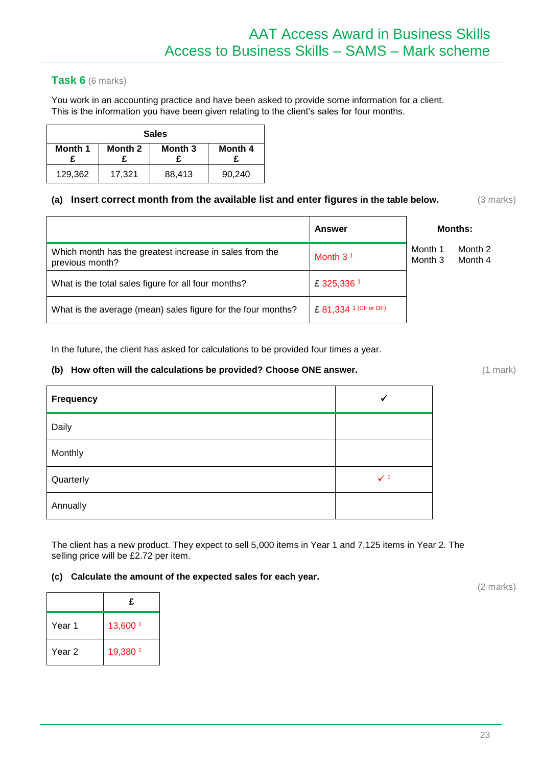## Task 6 (6 marks)

You work in an accounting practice and have been asked to provide some information for a client. This is the information you have been given relating to the client's sales for four months.

| Sales | | | |
|---|---|---|---|
| Month 1 £ | Month 2 £ | Month 3 £ | Month 4 £ |
| 129,362 | 17,321 | 88,413 | 90,240 |

**(a) Insert correct month from the available list and enter figures in the table below.** (3 marks)

| | Answer |
|---|---|
| Which month has the greatest increase in sales from the previous month? | Month 3 [1] |
| What is the total sales figure for all four months? | £ 325,336 [1] |
| What is the average (mean) sales figure for the four months? | £ 81,334 [1 (CF or OF)] |

**Months:**

Month 1 Month 2
Month 3 Month 4

In the future, the client has asked for calculations to be provided four times a year.

**(b) How often will the calculations be provided? Choose ONE answer.** (1 mark)

| Frequency | ✓ |
|---|---|
| Daily | |
| Monthly | |
| Quarterly | ✓ [1] |
| Annually | |

The client has a new product. They expect to sell 5,000 items in Year 1 and 7,125 items in Year 2. The selling price will be £2.72 per item.

**(c) Calculate the amount of the expected sales for each year.** (2 marks)

| | £ |
|---|---|
| Year 1 | 13,600 [1] |
| Year 2 | 19,380 [1] |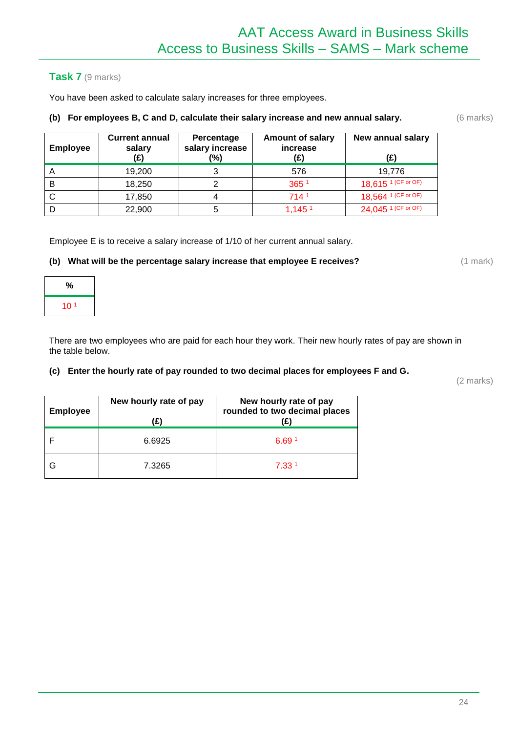## Task 7 (9 marks)

You have been asked to calculate salary increases for three employees.

**(b) For employees B, C and D, calculate their salary increase and new annual salary.** (6 marks)

| Employee | Current annual salary (£) | Percentage salary increase (%) | Amount of salary increase (£) | New annual salary (£) |
|---|---|---|---|---|
| A | 19,200 | 3 | 576 | 19,776 |
| B | 18,250 | 2 | 365 [1] | 18,615 [1 (CF or OF)] |
| C | 17,850 | 4 | 714 [1] | 18,564 [1 (CF or OF)] |
| D | 22,900 | 5 | 1,145 [1] | 24,045 [1 (CF or OF)] |

Employee E is to receive a salary increase of 1/10 of her current annual salary.

**(b) What will be the percentage salary increase that employee E receives?** (1 mark)

| % |
|---|
| 10 [1] |

There are two employees who are paid for each hour they work. Their new hourly rates of pay are shown in the table below.

**(c) Enter the hourly rate of pay rounded to two decimal places for employees F and G.** (2 marks)

| Employee | New hourly rate of pay (£) | New hourly rate of pay rounded to two decimal places (£) |
|---|---|---|
| F | 6.6925 | 6.69 [1] |
| G | 7.3265 | 7.33 [1] |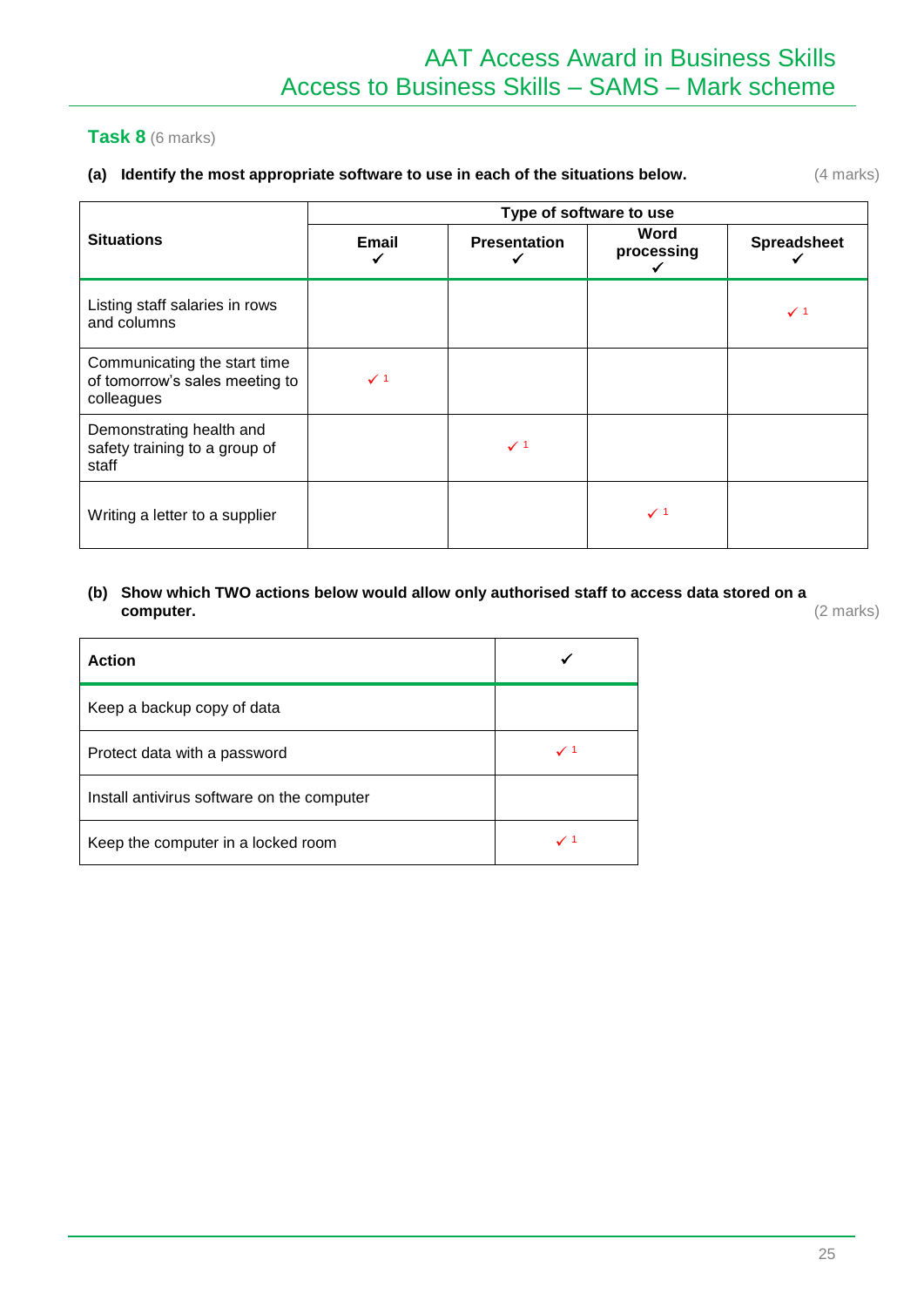## Task 8 (6 marks)

**(a) Identify the most appropriate software to use in each of the situations below.** (4 marks)

| Situations | Type of software to use | | | |
|---|---|---|---|---|
| | Email ✓ | Presentation ✓ | Word processing ✓ | Spreadsheet ✓ |
| Listing staff salaries in rows and columns | | | | ✓ 1 |
| Communicating the start time of tomorrow's sales meeting to colleagues | ✓ 1 | | | |
| Demonstrating health and safety training to a group of staff | | ✓ 1 | | |
| Writing a letter to a supplier | | | ✓ 1 | |

**(b) Show which TWO actions below would allow only authorised staff to access data stored on a computer.** (2 marks)

| Action | ✓ |
|---|---|
| Keep a backup copy of data | |
| Protect data with a password | ✓ 1 |
| Install antivirus software on the computer | |
| Keep the computer in a locked room | ✓ 1 |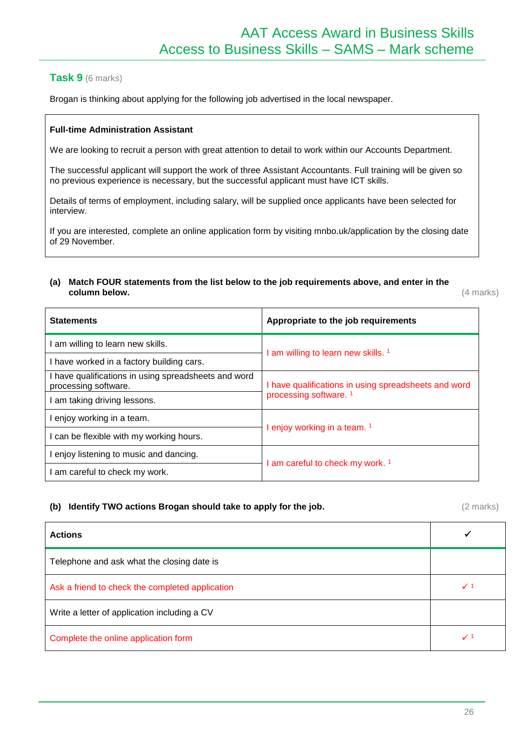## Task 9 (6 marks)

Brogan is thinking about applying for the following job advertised in the local newspaper.

> **Full-time Administration Assistant**
>
> We are looking to recruit a person with great attention to detail to work within our Accounts Department.
>
> The successful applicant will support the work of three Assistant Accountants. Full training will be given so no previous experience is necessary, but the successful applicant must have ICT skills.
>
> Details of terms of employment, including salary, will be supplied once applicants have been selected for interview.
>
> If you are interested, complete an online application form by visiting mnbo.uk/application by the closing date of 29 November.

**(a) Match FOUR statements from the list below to the job requirements above, and enter in the column below.** (4 marks)

| Statements | Appropriate to the job requirements |
|---|---|
| I am willing to learn new skills. | I am willing to learn new skills. [1] |
| I have worked in a factory building cars. | |
| I have qualifications in using spreadsheets and word processing software. | I have qualifications in using spreadsheets and word processing software. [1] |
| I am taking driving lessons. | |
| I enjoy working in a team. | I enjoy working in a team. [1] |
| I can be flexible with my working hours. | |
| I enjoy listening to music and dancing. | I am careful to check my work. [1] |
| I am careful to check my work. | |

**(b) Identify TWO actions Brogan should take to apply for the job.** (2 marks)

| Actions | ✓ |
|---|---|
| Telephone and ask what the closing date is | |
| Ask a friend to check the completed application | ✓ [1] |
| Write a letter of application including a CV | |
| Complete the online application form | ✓ [1] |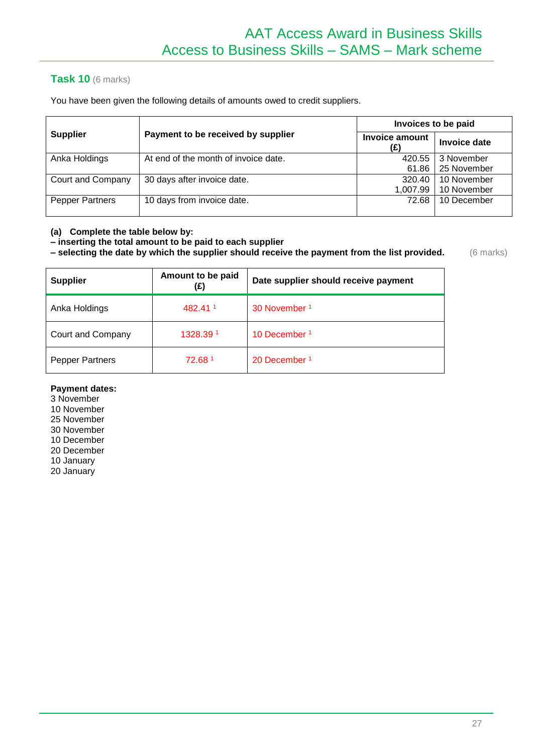## Task 10 (6 marks)

You have been given the following details of amounts owed to credit suppliers.

| Supplier | Payment to be received by supplier | Invoices to be paid | |
|---|---|---|---|
| | | Invoice amount (£) | Invoice date |
| Anka Holdings | At end of the month of invoice date. | 420.55<br>61.86 | 3 November<br>25 November |
| Court and Company | 30 days after invoice date. | 320.40<br>1,007.99 | 10 November<br>10 November |
| Pepper Partners | 10 days from invoice date. | 72.68 | 10 December |

**(a) Complete the table below by:**
**– inserting the total amount to be paid to each supplier**
**– selecting the date by which the supplier should receive the payment from the list provided.** (6 marks)

| Supplier | Amount to be paid (£) | Date supplier should receive payment |
|---|---|---|
| Anka Holdings | 482.41 [1] | 30 November [1] |
| Court and Company | 1328.39 [1] | 10 December [1] |
| Pepper Partners | 72.68 [1] | 20 December [1] |

**Payment dates:**
3 November
10 November
25 November
30 November
10 December
20 December
10 January
20 January